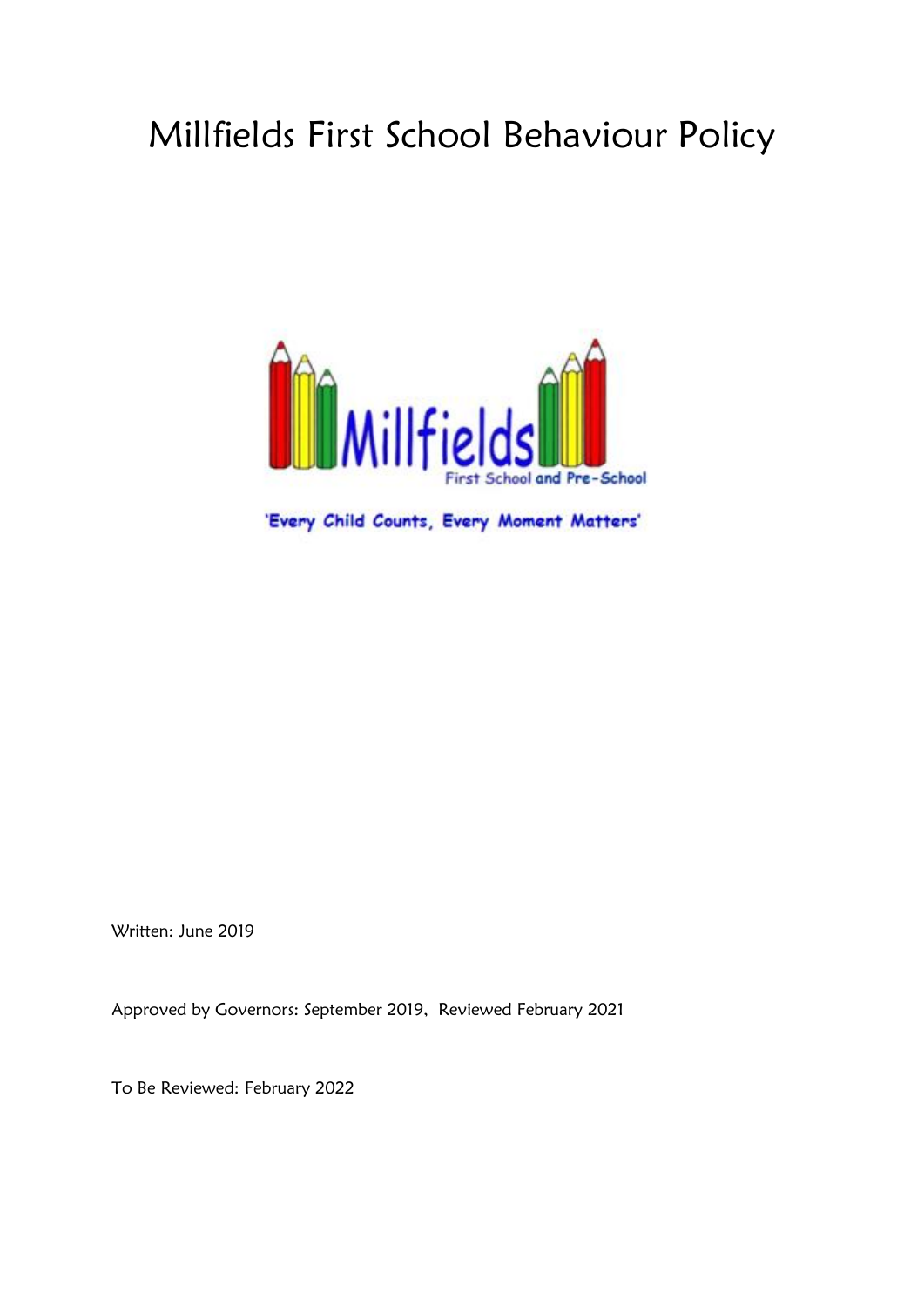# Millfields First School Behaviour Policy

'Every Child Counts, Every Moment Matters'

Written: June 2019

Approved by Governors: September 2019, Reviewed February 2021

To Be Reviewed: February 2022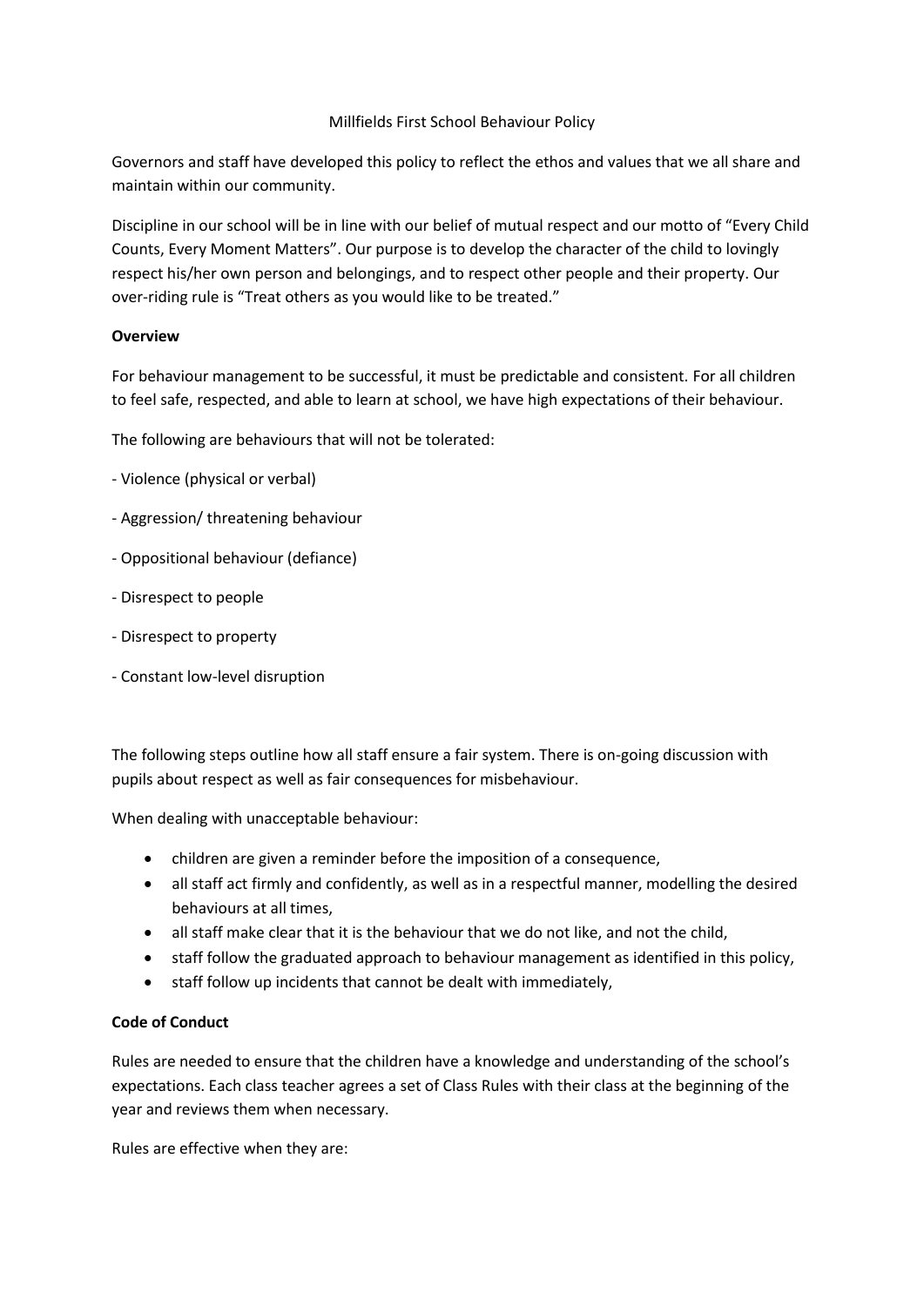Millfields First School Behaviour Policy

Governors and staff have developed this policy to reflect the ethos and values that we all share and maintain within our community.

Discipline in our school will be in line with our belief of mutual respect and our motto of "Every Child Counts, Every Moment Matters". Our purpose is to develop the character of the child to lovingly respect his/her own person and belongings, and to respect other people and their property. Our over-riding rule is "Treat others as you would like to be treated."

**Overview**

For behaviour management to be successful, it must be predictable and consistent. For all children to feel safe, respected, and able to learn at school, we have high expectations of their behaviour.

The following are behaviours that will not be tolerated:

- Violence (physical or verbal)

- Aggression/ threatening behaviour

- Oppositional behaviour (defiance)

- Disrespect to people

- Disrespect to property

- Constant low-level disruption

The following steps outline how all staff ensure a fair system. There is on-going discussion with pupils about respect as well as fair consequences for misbehaviour.

When dealing with unacceptable behaviour:

- children are given a reminder before the imposition of a consequence,
- all staff act firmly and confidently, as well as in a respectful manner, modelling the desired behaviours at all times,
- all staff make clear that it is the behaviour that we do not like, and not the child,
- staff follow the graduated approach to behaviour management as identified in this policy,
- staff follow up incidents that cannot be dealt with immediately,

**Code of Conduct**

Rules are needed to ensure that the children have a knowledge and understanding of the school's expectations. Each class teacher agrees a set of Class Rules with their class at the beginning of the year and reviews them when necessary.

Rules are effective when they are: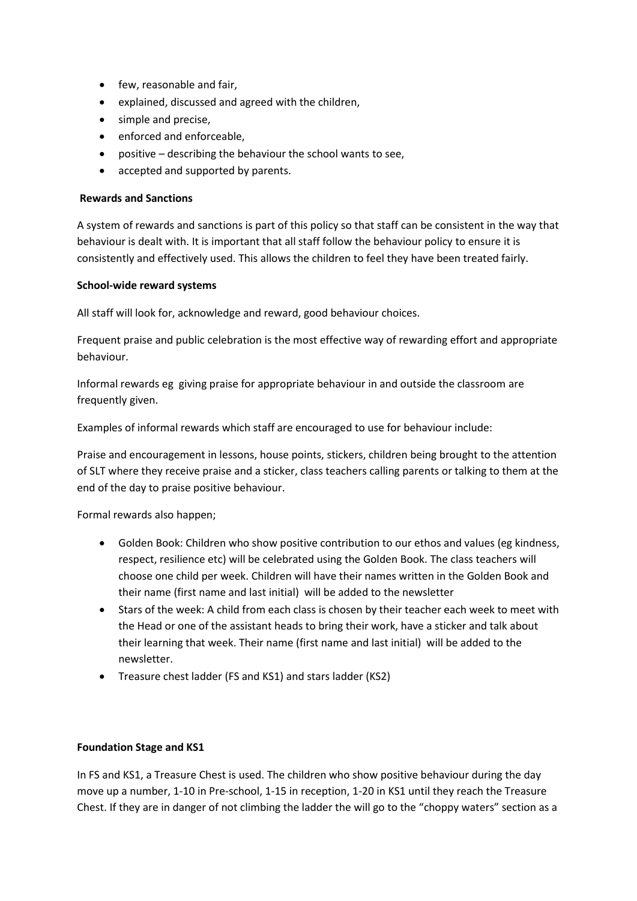- few, reasonable and fair,
- explained, discussed and agreed with the children,
- simple and precise,
- enforced and enforceable,
- positive – describing the behaviour the school wants to see,
- accepted and supported by parents.

**Rewards and Sanctions**

A system of rewards and sanctions is part of this policy so that staff can be consistent in the way that behaviour is dealt with. It is important that all staff follow the behaviour policy to ensure it is consistently and effectively used. This allows the children to feel they have been treated fairly.

**School-wide reward systems**

All staff will look for, acknowledge and reward, good behaviour choices.

Frequent praise and public celebration is the most effective way of rewarding effort and appropriate behaviour.

Informal rewards eg giving praise for appropriate behaviour in and outside the classroom are frequently given.

Examples of informal rewards which staff are encouraged to use for behaviour include:

Praise and encouragement in lessons, house points, stickers, children being brought to the attention of SLT where they receive praise and a sticker, class teachers calling parents or talking to them at the end of the day to praise positive behaviour.

Formal rewards also happen;

- Golden Book: Children who show positive contribution to our ethos and values (eg kindness, respect, resilience etc) will be celebrated using the Golden Book. The class teachers will choose one child per week. Children will have their names written in the Golden Book and their name (first name and last initial) will be added to the newsletter
- Stars of the week: A child from each class is chosen by their teacher each week to meet with the Head or one of the assistant heads to bring their work, have a sticker and talk about their learning that week. Their name (first name and last initial) will be added to the newsletter.
- Treasure chest ladder (FS and KS1) and stars ladder (KS2)

**Foundation Stage and KS1**

In FS and KS1, a Treasure Chest is used. The children who show positive behaviour during the day move up a number, 1-10 in Pre-school, 1-15 in reception, 1-20 in KS1 until they reach the Treasure Chest. If they are in danger of not climbing the ladder the will go to the "choppy waters" section as a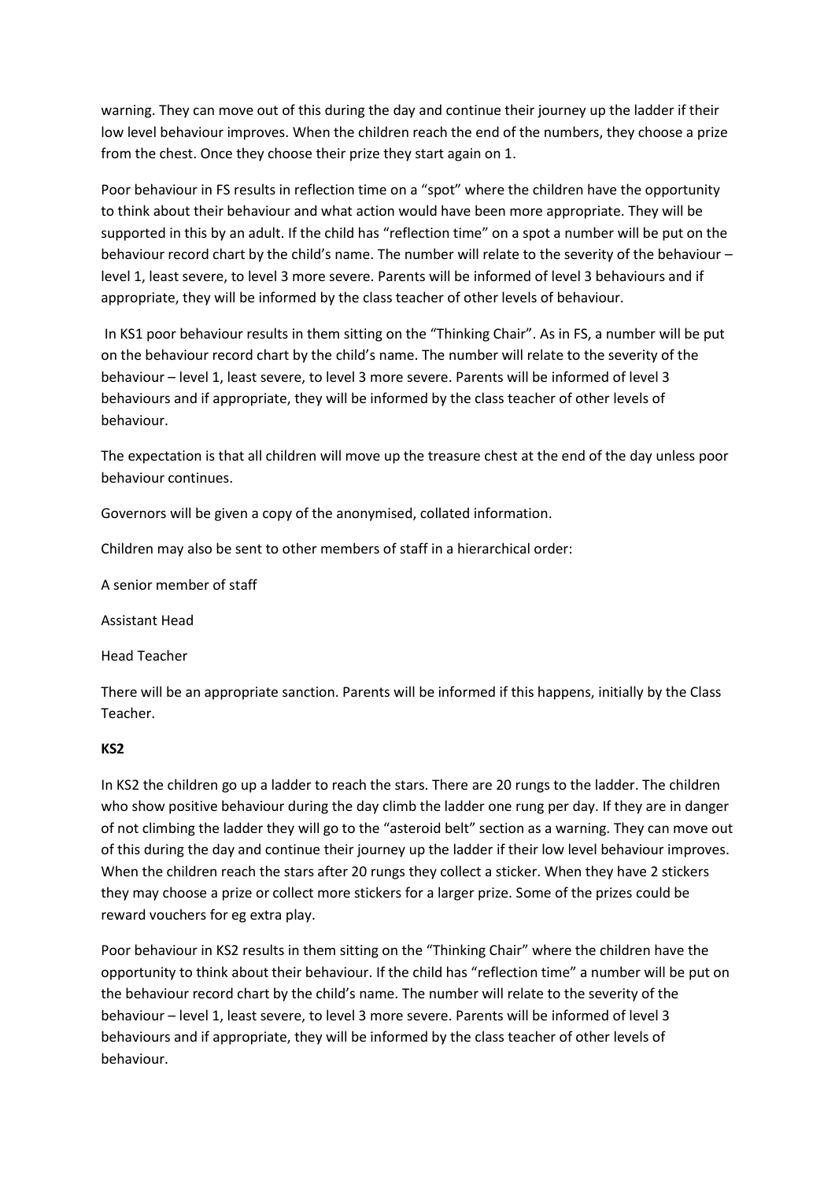warning. They can move out of this during the day and continue their journey up the ladder if their low level behaviour improves. When the children reach the end of the numbers, they choose a prize from the chest. Once they choose their prize they start again on 1.

Poor behaviour in FS results in reflection time on a "spot" where the children have the opportunity to think about their behaviour and what action would have been more appropriate. They will be supported in this by an adult. If the child has "reflection time" on a spot a number will be put on the behaviour record chart by the child's name. The number will relate to the severity of the behaviour – level 1, least severe, to level 3 more severe. Parents will be informed of level 3 behaviours and if appropriate, they will be informed by the class teacher of other levels of behaviour.

In KS1 poor behaviour results in them sitting on the "Thinking Chair". As in FS, a number will be put on the behaviour record chart by the child's name. The number will relate to the severity of the behaviour – level 1, least severe, to level 3 more severe. Parents will be informed of level 3 behaviours and if appropriate, they will be informed by the class teacher of other levels of behaviour.

The expectation is that all children will move up the treasure chest at the end of the day unless poor behaviour continues.

Governors will be given a copy of the anonymised, collated information.

Children may also be sent to other members of staff in a hierarchical order:

A senior member of staff

Assistant Head

Head Teacher

There will be an appropriate sanction. Parents will be informed if this happens, initially by the Class Teacher.

**KS2**

In KS2 the children go up a ladder to reach the stars. There are 20 rungs to the ladder. The children who show positive behaviour during the day climb the ladder one rung per day. If they are in danger of not climbing the ladder they will go to the "asteroid belt" section as a warning. They can move out of this during the day and continue their journey up the ladder if their low level behaviour improves. When the children reach the stars after 20 rungs they collect a sticker. When they have 2 stickers they may choose a prize or collect more stickers for a larger prize. Some of the prizes could be reward vouchers for eg extra play.

Poor behaviour in KS2 results in them sitting on the "Thinking Chair" where the children have the opportunity to think about their behaviour. If the child has "reflection time" a number will be put on the behaviour record chart by the child's name. The number will relate to the severity of the behaviour – level 1, least severe, to level 3 more severe. Parents will be informed of level 3 behaviours and if appropriate, they will be informed by the class teacher of other levels of behaviour.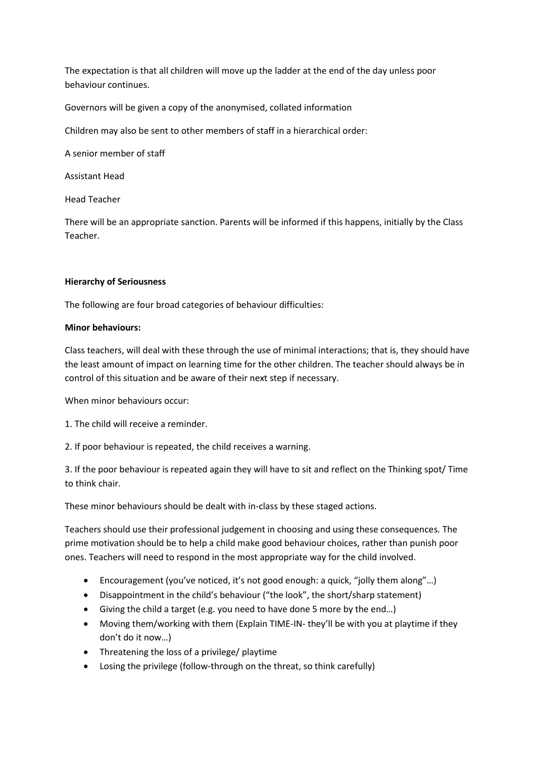The expectation is that all children will move up the ladder at the end of the day unless poor behaviour continues.

Governors will be given a copy of the anonymised, collated information

Children may also be sent to other members of staff in a hierarchical order:

A senior member of staff

Assistant Head

Head Teacher

There will be an appropriate sanction. Parents will be informed if this happens, initially by the Class Teacher.

**Hierarchy of Seriousness**

The following are four broad categories of behaviour difficulties:

**Minor behaviours:**

Class teachers, will deal with these through the use of minimal interactions; that is, they should have the least amount of impact on learning time for the other children. The teacher should always be in control of this situation and be aware of their next step if necessary.

When minor behaviours occur:

1. The child will receive a reminder.

2. If poor behaviour is repeated, the child receives a warning.

3. If the poor behaviour is repeated again they will have to sit and reflect on the Thinking spot/ Time to think chair.

These minor behaviours should be dealt with in-class by these staged actions.

Teachers should use their professional judgement in choosing and using these consequences. The prime motivation should be to help a child make good behaviour choices, rather than punish poor ones. Teachers will need to respond in the most appropriate way for the child involved.

- Encouragement (you've noticed, it's not good enough: a quick, "jolly them along"…)
- Disappointment in the child's behaviour ("the look", the short/sharp statement)
- Giving the child a target (e.g. you need to have done 5 more by the end…)
- Moving them/working with them (Explain TIME-IN- they'll be with you at playtime if they don't do it now…)
- Threatening the loss of a privilege/ playtime
- Losing the privilege (follow-through on the threat, so think carefully)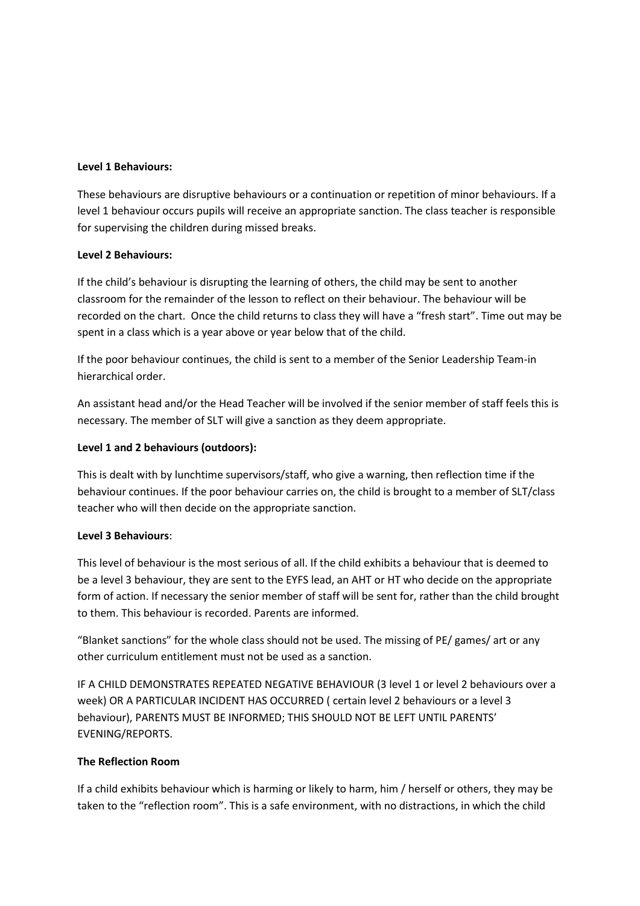**Level 1 Behaviours:**

These behaviours are disruptive behaviours or a continuation or repetition of minor behaviours. If a level 1 behaviour occurs pupils will receive an appropriate sanction. The class teacher is responsible for supervising the children during missed breaks.

**Level 2 Behaviours:**

If the child's behaviour is disrupting the learning of others, the child may be sent to another classroom for the remainder of the lesson to reflect on their behaviour. The behaviour will be recorded on the chart. Once the child returns to class they will have a "fresh start". Time out may be spent in a class which is a year above or year below that of the child.

If the poor behaviour continues, the child is sent to a member of the Senior Leadership Team-in hierarchical order.

An assistant head and/or the Head Teacher will be involved if the senior member of staff feels this is necessary. The member of SLT will give a sanction as they deem appropriate.

**Level 1 and 2 behaviours (outdoors):**

This is dealt with by lunchtime supervisors/staff, who give a warning, then reflection time if the behaviour continues. If the poor behaviour carries on, the child is brought to a member of SLT/class teacher who will then decide on the appropriate sanction.

**Level 3 Behaviours**:

This level of behaviour is the most serious of all. If the child exhibits a behaviour that is deemed to be a level 3 behaviour, they are sent to the EYFS lead, an AHT or HT who decide on the appropriate form of action. If necessary the senior member of staff will be sent for, rather than the child brought to them. This behaviour is recorded. Parents are informed.

"Blanket sanctions" for the whole class should not be used. The missing of PE/ games/ art or any other curriculum entitlement must not be used as a sanction.

IF A CHILD DEMONSTRATES REPEATED NEGATIVE BEHAVIOUR (3 level 1 or level 2 behaviours over a week) OR A PARTICULAR INCIDENT HAS OCCURRED ( certain level 2 behaviours or a level 3 behaviour), PARENTS MUST BE INFORMED; THIS SHOULD NOT BE LEFT UNTIL PARENTS' EVENING/REPORTS.

**The Reflection Room**

If a child exhibits behaviour which is harming or likely to harm, him / herself or others, they may be taken to the "reflection room". This is a safe environment, with no distractions, in which the child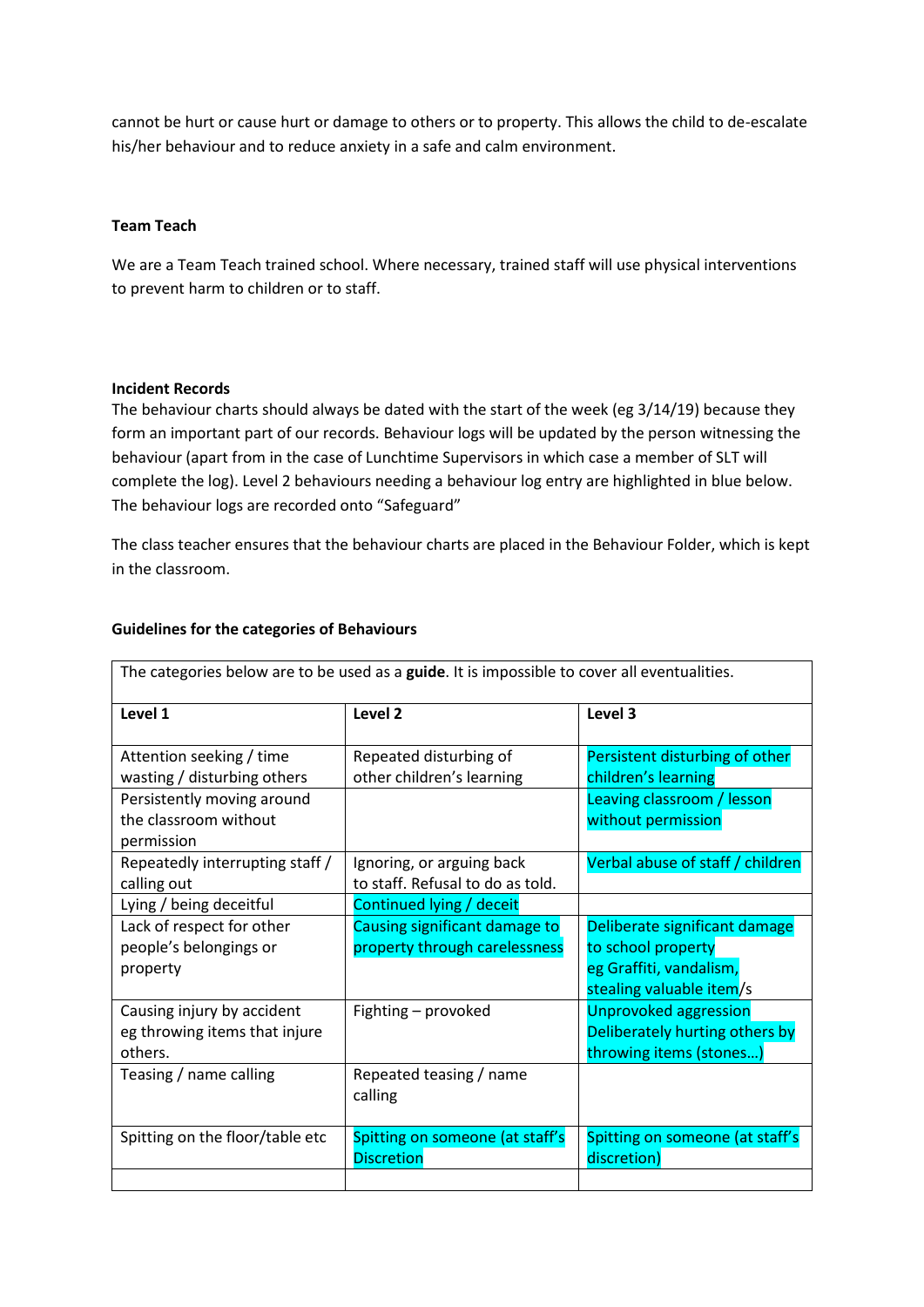cannot be hurt or cause hurt or damage to others or to property. This allows the child to de-escalate his/her behaviour and to reduce anxiety in a safe and calm environment.

**Team Teach**

We are a Team Teach trained school. Where necessary, trained staff will use physical interventions to prevent harm to children or to staff.

**Incident Records**

The behaviour charts should always be dated with the start of the week (eg 3/14/19) because they form an important part of our records. Behaviour logs will be updated by the person witnessing the behaviour (apart from in the case of Lunchtime Supervisors in which case a member of SLT will complete the log). Level 2 behaviours needing a behaviour log entry are highlighted in blue below. The behaviour logs are recorded onto "Safeguard"

The class teacher ensures that the behaviour charts are placed in the Behaviour Folder, which is kept in the classroom.

**Guidelines for the categories of Behaviours**

The categories below are to be used as a **guide**. It is impossible to cover all eventualities.

| Level 1 | Level 2 | Level 3 |
|---|---|---|
| Attention seeking / time wasting / disturbing others | Repeated disturbing of other children's learning | Persistent disturbing of other children's learning |
| Persistently moving around the classroom without permission | | Leaving classroom / lesson without permission |
| Repeatedly interrupting staff / calling out | Ignoring, or arguing back to staff. Refusal to do as told. | Verbal abuse of staff / children |
| Lying / being deceitful | Continued lying / deceit | |
| Lack of respect for other people's belongings or property | Causing significant damage to property through carelessness | Deliberate significant damage to school property eg Graffiti, vandalism, stealing valuable item/s |
| Causing injury by accident eg throwing items that injure others. | Fighting – provoked | Unprovoked aggression Deliberately hurting others by throwing items (stones…) |
| Teasing / name calling | Repeated teasing / name calling | |
| Spitting on the floor/table etc | Spitting on someone (at staff's Discretion | Spitting on someone (at staff's discretion) |
| | | |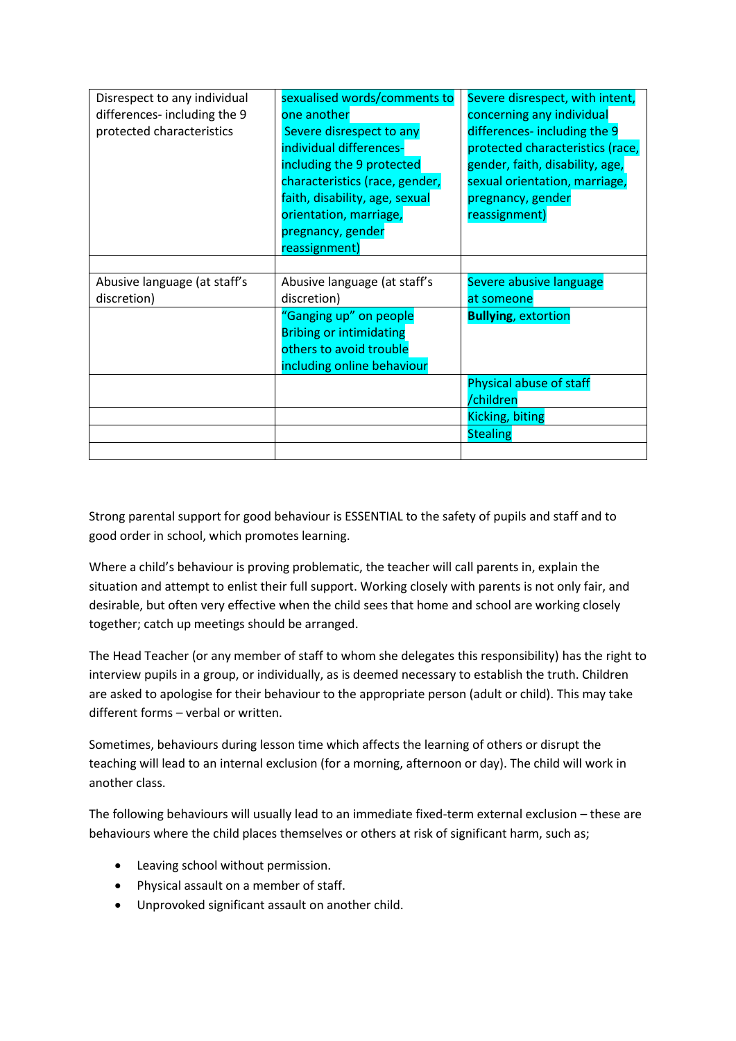| Disrespect to any individual differences- including the 9 protected characteristics | sexualised words/comments to one another<br>Severe disrespect to any individual differences- including the 9 protected characteristics (race, gender, faith, disability, age, sexual orientation, marriage, pregnancy, gender reassignment) | Severe disrespect, with intent, concerning any individual differences- including the 9 protected characteristics (race, gender, faith, disability, age, sexual orientation, marriage, pregnancy, gender reassignment) |
|---|---|---|
| | | |
| Abusive language (at staff's discretion) | Abusive language (at staff's discretion) | Severe abusive language at someone |
| | "Ganging up" on people<br>Bribing or intimidating others to avoid trouble including online behaviour | **Bullying**, extortion |
| | | Physical abuse of staff /children |
| | | Kicking, biting |
| | | Stealing |
| | | |

Strong parental support for good behaviour is ESSENTIAL to the safety of pupils and staff and to good order in school, which promotes learning.

Where a child's behaviour is proving problematic, the teacher will call parents in, explain the situation and attempt to enlist their full support. Working closely with parents is not only fair, and desirable, but often very effective when the child sees that home and school are working closely together; catch up meetings should be arranged.

The Head Teacher (or any member of staff to whom she delegates this responsibility) has the right to interview pupils in a group, or individually, as is deemed necessary to establish the truth. Children are asked to apologise for their behaviour to the appropriate person (adult or child). This may take different forms – verbal or written.

Sometimes, behaviours during lesson time which affects the learning of others or disrupt the teaching will lead to an internal exclusion (for a morning, afternoon or day). The child will work in another class.

The following behaviours will usually lead to an immediate fixed-term external exclusion – these are behaviours where the child places themselves or others at risk of significant harm, such as;

- Leaving school without permission.
- Physical assault on a member of staff.
- Unprovoked significant assault on another child.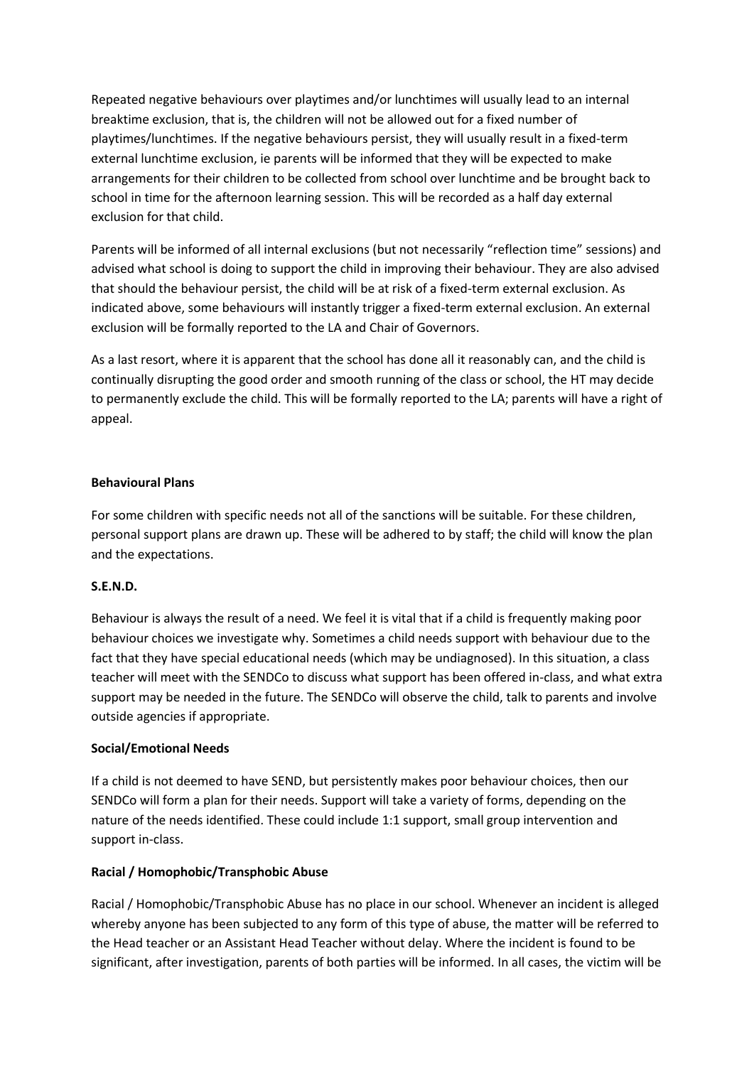Repeated negative behaviours over playtimes and/or lunchtimes will usually lead to an internal breaktime exclusion, that is, the children will not be allowed out for a fixed number of playtimes/lunchtimes. If the negative behaviours persist, they will usually result in a fixed-term external lunchtime exclusion, ie parents will be informed that they will be expected to make arrangements for their children to be collected from school over lunchtime and be brought back to school in time for the afternoon learning session. This will be recorded as a half day external exclusion for that child.

Parents will be informed of all internal exclusions (but not necessarily "reflection time" sessions) and advised what school is doing to support the child in improving their behaviour. They are also advised that should the behaviour persist, the child will be at risk of a fixed-term external exclusion. As indicated above, some behaviours will instantly trigger a fixed-term external exclusion. An external exclusion will be formally reported to the LA and Chair of Governors.

As a last resort, where it is apparent that the school has done all it reasonably can, and the child is continually disrupting the good order and smooth running of the class or school, the HT may decide to permanently exclude the child. This will be formally reported to the LA; parents will have a right of appeal.

**Behavioural Plans**

For some children with specific needs not all of the sanctions will be suitable. For these children, personal support plans are drawn up. These will be adhered to by staff; the child will know the plan and the expectations.

**S.E.N.D.**

Behaviour is always the result of a need. We feel it is vital that if a child is frequently making poor behaviour choices we investigate why. Sometimes a child needs support with behaviour due to the fact that they have special educational needs (which may be undiagnosed). In this situation, a class teacher will meet with the SENDCo to discuss what support has been offered in-class, and what extra support may be needed in the future. The SENDCo will observe the child, talk to parents and involve outside agencies if appropriate.

**Social/Emotional Needs**

If a child is not deemed to have SEND, but persistently makes poor behaviour choices, then our SENDCo will form a plan for their needs. Support will take a variety of forms, depending on the nature of the needs identified. These could include 1:1 support, small group intervention and support in-class.

**Racial / Homophobic/Transphobic Abuse**

Racial / Homophobic/Transphobic Abuse has no place in our school. Whenever an incident is alleged whereby anyone has been subjected to any form of this type of abuse, the matter will be referred to the Head teacher or an Assistant Head Teacher without delay. Where the incident is found to be significant, after investigation, parents of both parties will be informed. In all cases, the victim will be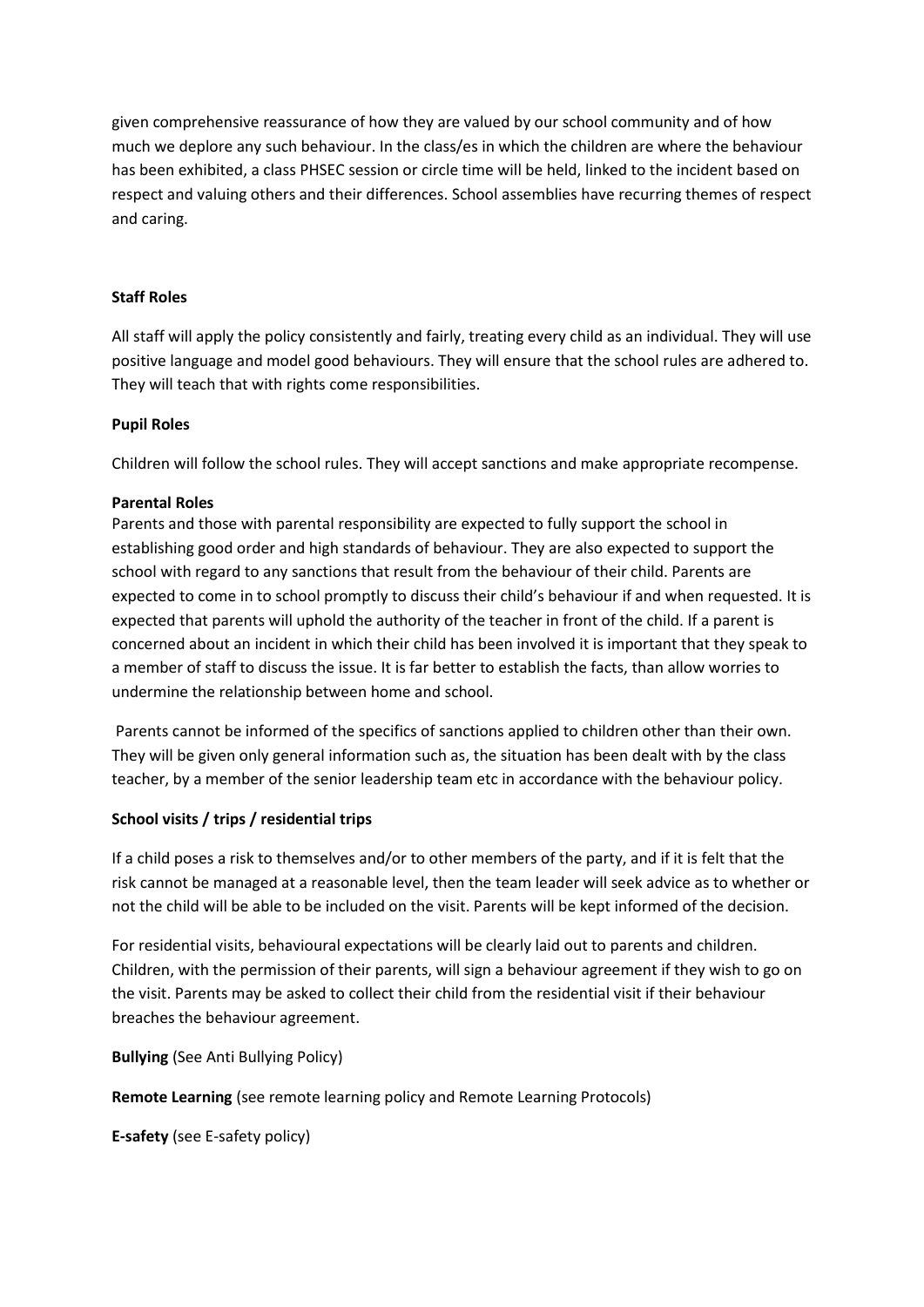given comprehensive reassurance of how they are valued by our school community and of how much we deplore any such behaviour. In the class/es in which the children are where the behaviour has been exhibited, a class PHSEC session or circle time will be held, linked to the incident based on respect and valuing others and their differences. School assemblies have recurring themes of respect and caring.

**Staff Roles**

All staff will apply the policy consistently and fairly, treating every child as an individual. They will use positive language and model good behaviours. They will ensure that the school rules are adhered to. They will teach that with rights come responsibilities.

**Pupil Roles**

Children will follow the school rules. They will accept sanctions and make appropriate recompense.

**Parental Roles**

Parents and those with parental responsibility are expected to fully support the school in establishing good order and high standards of behaviour. They are also expected to support the school with regard to any sanctions that result from the behaviour of their child. Parents are expected to come in to school promptly to discuss their child's behaviour if and when requested. It is expected that parents will uphold the authority of the teacher in front of the child. If a parent is concerned about an incident in which their child has been involved it is important that they speak to a member of staff to discuss the issue. It is far better to establish the facts, than allow worries to undermine the relationship between home and school.

Parents cannot be informed of the specifics of sanctions applied to children other than their own. They will be given only general information such as, the situation has been dealt with by the class teacher, by a member of the senior leadership team etc in accordance with the behaviour policy.

**School visits / trips / residential trips**

If a child poses a risk to themselves and/or to other members of the party, and if it is felt that the risk cannot be managed at a reasonable level, then the team leader will seek advice as to whether or not the child will be able to be included on the visit. Parents will be kept informed of the decision.

For residential visits, behavioural expectations will be clearly laid out to parents and children. Children, with the permission of their parents, will sign a behaviour agreement if they wish to go on the visit. Parents may be asked to collect their child from the residential visit if their behaviour breaches the behaviour agreement.

**Bullying** (See Anti Bullying Policy)

**Remote Learning** (see remote learning policy and Remote Learning Protocols)

**E-safety** (see E-safety policy)